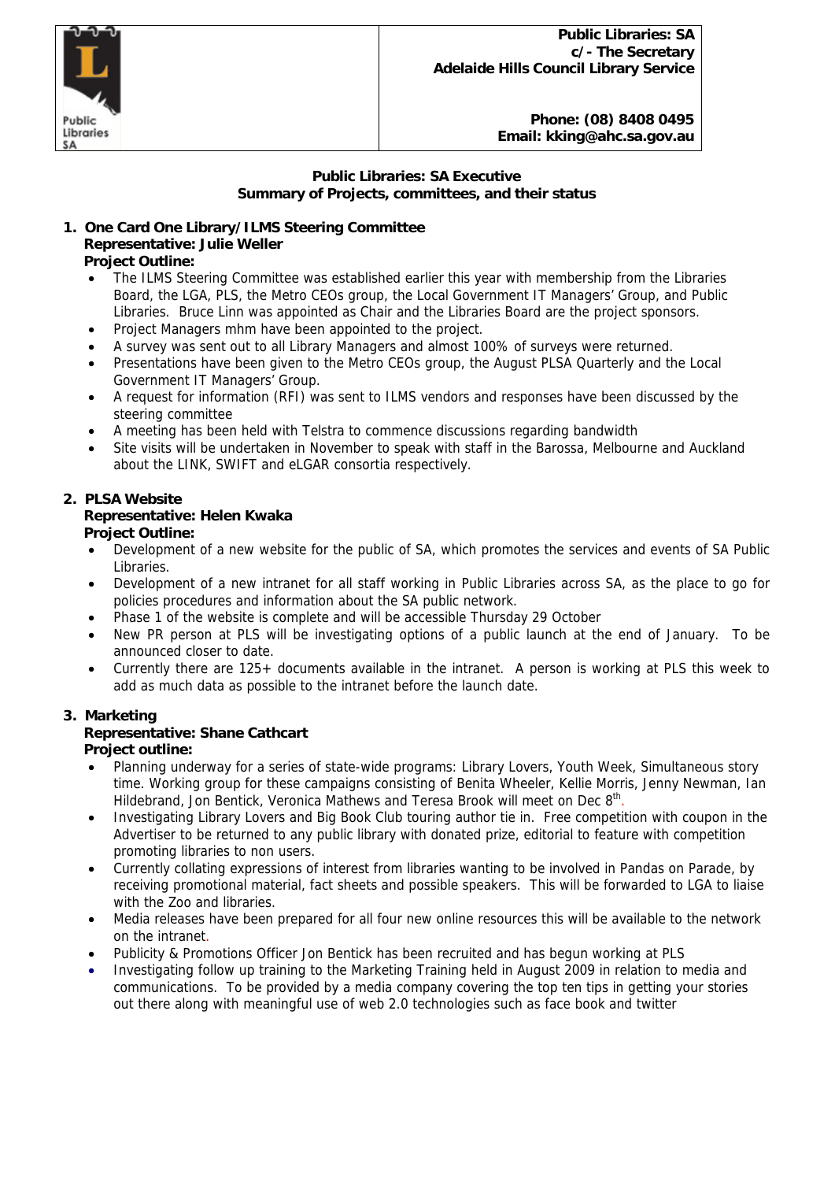**Public Libraries: SA**
**c/- The Secretary**
**Adelaide Hills Council Library Service**

**Phone: (08) 8408 0495**
**Email: kking@ahc.sa.gov.au**

## Public Libraries: SA Executive
## Summary of Projects, committees, and their status

1. **One Card One Library/ILMS Steering Committee**
   **Representative: Julie Weller**
   **Project Outline:**
   - The ILMS Steering Committee was established earlier this year with membership from the Libraries Board, the LGA, PLS, the Metro CEOs group, the Local Government IT Managers' Group, and Public Libraries. Bruce Linn was appointed as Chair and the Libraries Board are the project sponsors.
   - Project Managers mhm have been appointed to the project.
   - A survey was sent out to all Library Managers and almost 100% of surveys were returned.
   - Presentations have been given to the Metro CEOs group, the August PLSA Quarterly and the Local Government IT Managers' Group.
   - A request for information (RFI) was sent to ILMS vendors and responses have been discussed by the steering committee
   - A meeting has been held with Telstra to commence discussions regarding bandwidth
   - Site visits will be undertaken in November to speak with staff in the Barossa, Melbourne and Auckland about the LINK, SWIFT and eLGAR consortia respectively.

2. **PLSA Website**
   **Representative: Helen Kwaka**
   **Project Outline:**
   - Development of a new website for the public of SA, which promotes the services and events of SA Public Libraries.
   - Development of a new intranet for all staff working in Public Libraries across SA, as the place to go for policies procedures and information about the SA public network.
   - Phase 1 of the website is complete and will be accessible Thursday 29 October
   - New PR person at PLS will be investigating options of a public launch at the end of January. To be announced closer to date.
   - Currently there are 125+ documents available in the intranet. A person is working at PLS this week to add as much data as possible to the intranet before the launch date.

3. **Marketing**
   **Representative: Shane Cathcart**
   **Project outline:**
   - Planning underway for a series of state-wide programs: Library Lovers, Youth Week, Simultaneous story time. Working group for these campaigns consisting of Benita Wheeler, Kellie Morris, Jenny Newman, Ian Hildebrand, Jon Bentick, Veronica Mathews and Teresa Brook will meet on Dec 8th.
   - Investigating Library Lovers and Big Book Club touring author tie in. Free competition with coupon in the Advertiser to be returned to any public library with donated prize, editorial to feature with competition promoting libraries to non users.
   - Currently collating expressions of interest from libraries wanting to be involved in Pandas on Parade, by receiving promotional material, fact sheets and possible speakers. This will be forwarded to LGA to liaise with the Zoo and libraries.
   - Media releases have been prepared for all four new online resources this will be available to the network on the intranet.
   - Publicity & Promotions Officer Jon Bentick has been recruited and has begun working at PLS
   - Investigating follow up training to the Marketing Training held in August 2009 in relation to media and communications. To be provided by a media company covering the top ten tips in getting your stories out there along with meaningful use of web 2.0 technologies such as face book and twitter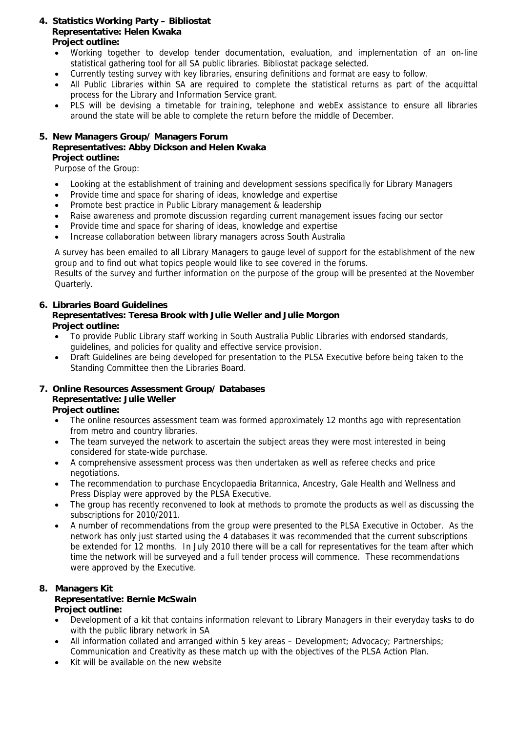4. **Statistics Working Party – Bibliostat**
   **Representative: Helen Kwaka**
   **Project outline:**
   - Working together to develop tender documentation, evaluation, and implementation of an on-line statistical gathering tool for all SA public libraries. Bibliostat package selected.
   - Currently testing survey with key libraries, ensuring definitions and format are easy to follow.
   - All Public Libraries within SA are required to complete the statistical returns as part of the acquittal process for the Library and Information Service grant.
   - PLS will be devising a timetable for training, telephone and webEx assistance to ensure all libraries around the state will be able to complete the return before the middle of December.

5. **New Managers Group/ Managers Forum**
   **Representatives: Abby Dickson and Helen Kwaka**
   **Project outline:**

   Purpose of the Group:

   - Looking at the establishment of training and development sessions specifically for Library Managers
   - Provide time and space for sharing of ideas, knowledge and expertise
   - Promote best practice in Public Library management & leadership
   - Raise awareness and promote discussion regarding current management issues facing our sector
   - Provide time and space for sharing of ideas, knowledge and expertise
   - Increase collaboration between library managers across South Australia

   A survey has been emailed to all Library Managers to gauge level of support for the establishment of the new group and to find out what topics people would like to see covered in the forums.
   Results of the survey and further information on the purpose of the group will be presented at the November Quarterly.

6. **Libraries Board Guidelines**
   **Representatives: Teresa Brook with Julie Weller and Julie Morgon**
   **Project outline:**
   - To provide Public Library staff working in South Australia Public Libraries with endorsed standards, guidelines, and policies for quality and effective service provision.
   - Draft Guidelines are being developed for presentation to the PLSA Executive before being taken to the Standing Committee then the Libraries Board.

7. **Online Resources Assessment Group/ Databases**
   **Representative: Julie Weller**
   **Project outline:**
   - The online resources assessment team was formed approximately 12 months ago with representation from metro and country libraries.
   - The team surveyed the network to ascertain the subject areas they were most interested in being considered for state-wide purchase.
   - A comprehensive assessment process was then undertaken as well as referee checks and price negotiations.
   - The recommendation to purchase Encyclopaedia Britannica, Ancestry, Gale Health and Wellness and Press Display were approved by the PLSA Executive.
   - The group has recently reconvened to look at methods to promote the products as well as discussing the subscriptions for 2010/2011.
   - A number of recommendations from the group were presented to the PLSA Executive in October. As the network has only just started using the 4 databases it was recommended that the current subscriptions be extended for 12 months. In July 2010 there will be a call for representatives for the team after which time the network will be surveyed and a full tender process will commence. These recommendations were approved by the Executive.

8. **Managers Kit**
   **Representative: Bernie McSwain**
   **Project outline:**
   - Development of a kit that contains information relevant to Library Managers in their everyday tasks to do with the public library network in SA
   - All information collated and arranged within 5 key areas – Development; Advocacy; Partnerships; Communication and Creativity as these match up with the objectives of the PLSA Action Plan.
   - Kit will be available on the new website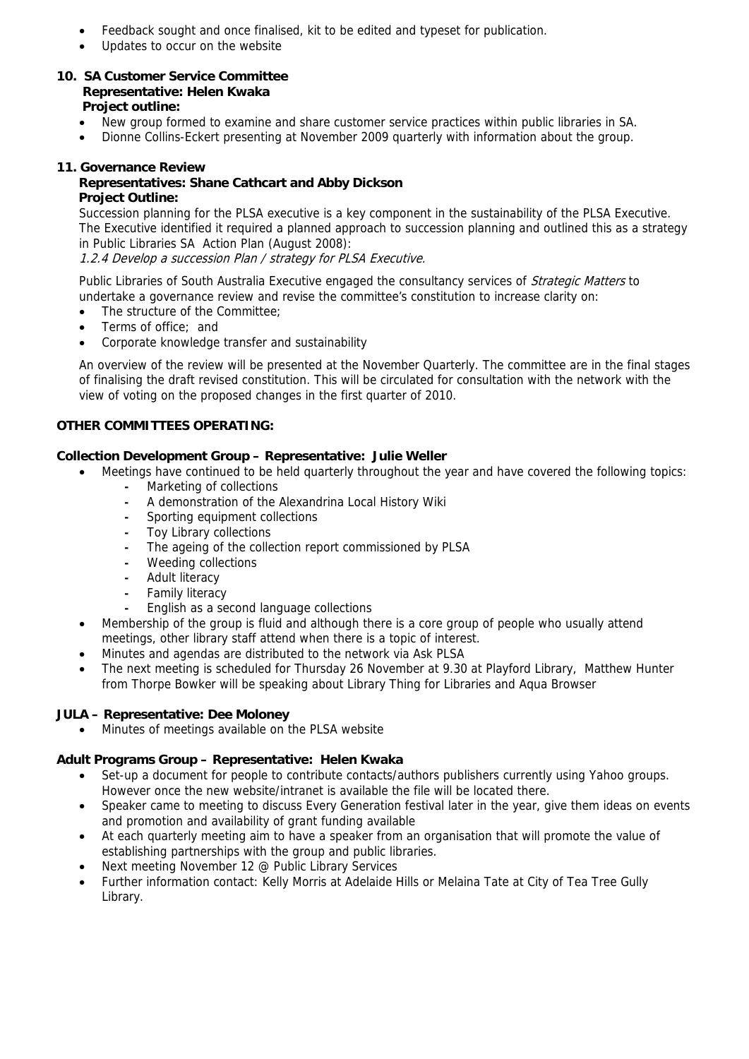- Feedback sought and once finalised, kit to be edited and typeset for publication.
- Updates to occur on the website

**10. SA Customer Service Committee**
**Representative: Helen Kwaka**
**Project outline:**

- New group formed to examine and share customer service practices within public libraries in SA.
- Dionne Collins-Eckert presenting at November 2009 quarterly with information about the group.

**11. Governance Review**
**Representatives: Shane Cathcart and Abby Dickson**
**Project Outline:**

Succession planning for the PLSA executive is a key component in the sustainability of the PLSA Executive. The Executive identified it required a planned approach to succession planning and outlined this as a strategy in Public Libraries SA Action Plan (August 2008):

*1.2.4 Develop a succession Plan / strategy for PLSA Executive.*

Public Libraries of South Australia Executive engaged the consultancy services of *Strategic Matters* to undertake a governance review and revise the committee's constitution to increase clarity on:

- The structure of the Committee;
- Terms of office; and
- Corporate knowledge transfer and sustainability

An overview of the review will be presented at the November Quarterly. The committee are in the final stages of finalising the draft revised constitution. This will be circulated for consultation with the network with the view of voting on the proposed changes in the first quarter of 2010.

**OTHER COMMITTEES OPERATING:**

**Collection Development Group – Representative: Julie Weller**

- Meetings have continued to be held quarterly throughout the year and have covered the following topics:
  - Marketing of collections
  - A demonstration of the Alexandrina Local History Wiki
  - Sporting equipment collections
  - Toy Library collections
  - The ageing of the collection report commissioned by PLSA
  - Weeding collections
  - Adult literacy
  - Family literacy
  - English as a second language collections
- Membership of the group is fluid and although there is a core group of people who usually attend meetings, other library staff attend when there is a topic of interest.
- Minutes and agendas are distributed to the network via Ask PLSA
- The next meeting is scheduled for Thursday 26 November at 9.30 at Playford Library, Matthew Hunter from Thorpe Bowker will be speaking about Library Thing for Libraries and Aqua Browser

**JULA – Representative: Dee Moloney**

- Minutes of meetings available on the PLSA website

**Adult Programs Group – Representative: Helen Kwaka**

- Set-up a document for people to contribute contacts/authors publishers currently using Yahoo groups. However once the new website/intranet is available the file will be located there.
- Speaker came to meeting to discuss Every Generation festival later in the year, give them ideas on events and promotion and availability of grant funding available
- At each quarterly meeting aim to have a speaker from an organisation that will promote the value of establishing partnerships with the group and public libraries.
- Next meeting November 12 @ Public Library Services
- Further information contact: Kelly Morris at Adelaide Hills or Melaina Tate at City of Tea Tree Gully Library.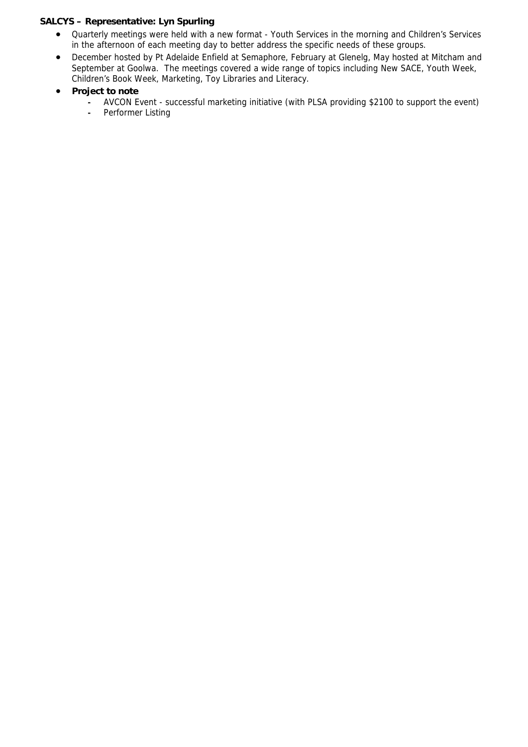**SALCYS – Representative: Lyn Spurling**

- Quarterly meetings were held with a new format - Youth Services in the morning and Children's Services in the afternoon of each meeting day to better address the specific needs of these groups.
- December hosted by Pt Adelaide Enfield at Semaphore, February at Glenelg, May hosted at Mitcham and September at Goolwa. The meetings covered a wide range of topics including New SACE, Youth Week, Children's Book Week, Marketing, Toy Libraries and Literacy.
- **Project to note**
  - AVCON Event - successful marketing initiative (with PLSA providing $2100 to support the event)
  - Performer Listing